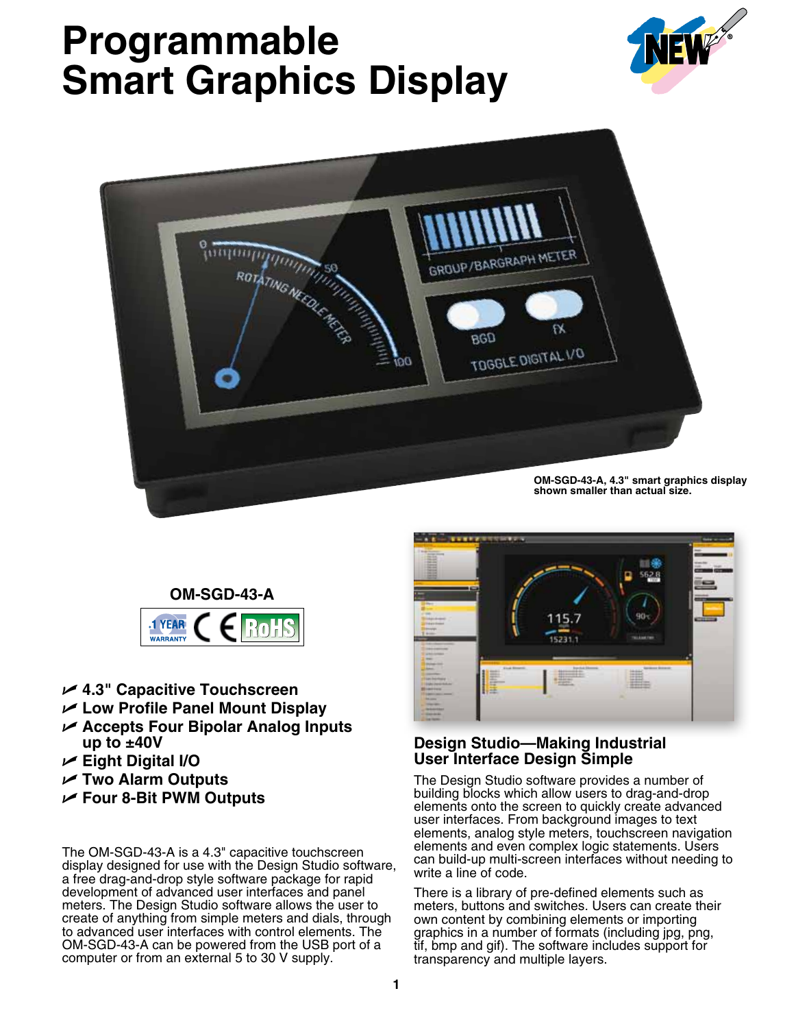# Programmable Smart Graphics Display

**OM-SGD-43-A, 4.3" smart graphics display shown smaller than actual size.**

**OM-SGD-43-A**

- **4.3" Capacitive Touchscreen**
- **Low Profile Panel Mount Display**
- **Accepts Four Bipolar Analog Inputs up to ±40V**
- **Eight Digital I/O**
- **Two Alarm Outputs**
- **Four 8-Bit PWM Outputs**

The OM-SGD-43-A is a 4.3" capacitive touchscreen display designed for use with the Design Studio software, a free drag-and-drop style software package for rapid development of advanced user interfaces and panel meters. The Design Studio software allows the user to create of anything from simple meters and dials, through to advanced user interfaces with control elements. The OM-SGD-43-A can be powered from the USB port of a computer or from an external 5 to 30 V supply.

## Design Studio—Making Industrial User Interface Design Simple

The Design Studio software provides a number of building blocks which allow users to drag-and-drop elements onto the screen to quickly create advanced user interfaces. From background images to text elements, analog style meters, touchscreen navigation elements and even complex logic statements. Users can build-up multi-screen interfaces without needing to write a line of code.

There is a library of pre-defined elements such as meters, buttons and switches. Users can create their own content by combining elements or importing graphics in a number of formats (including jpg, png, tif, bmp and gif). The software includes support for transparency and multiple layers.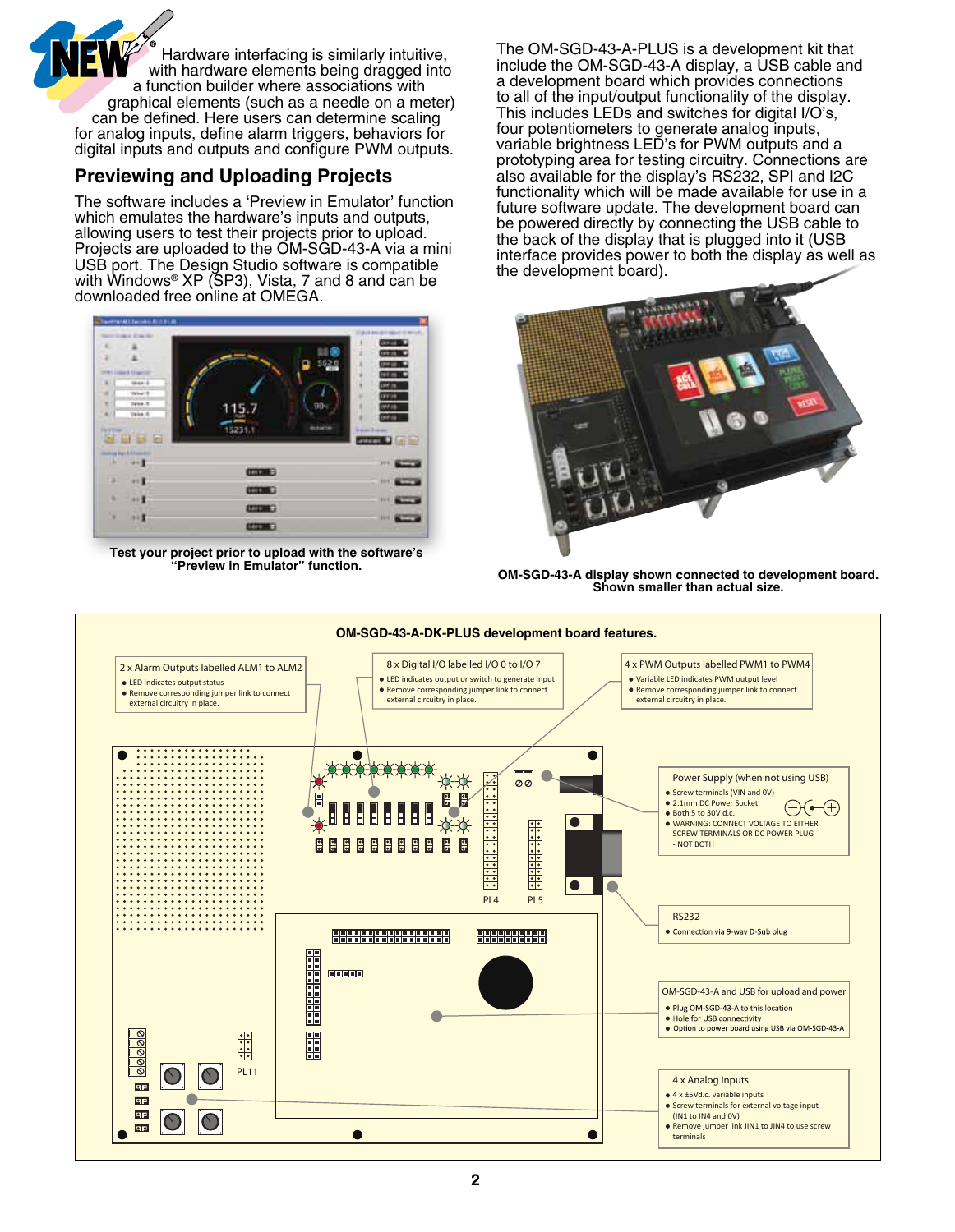Hardware interfacing is similarly intuitive, with hardware elements being dragged into a function builder where associations with graphical elements (such as a needle on a meter) can be defined. Here users can determine scaling for analog inputs, define alarm triggers, behaviors for digital inputs and outputs and configure PWM outputs.

## Previewing and Uploading Projects

The software includes a 'Preview in Emulator' function which emulates the hardware's inputs and outputs, allowing users to test their projects prior to upload. Projects are uploaded to the OM-SGD-43-A via a mini USB port. The Design Studio software is compatible with Windows® XP (SP3), Vista, 7 and 8 and can be downloaded free online at OMEGA.

**Test your project prior to upload with the software's "Preview in Emulator" function.**

The OM-SGD-43-A-PLUS is a development kit that include the OM-SGD-43-A display, a USB cable and a development board which provides connections to all of the input/output functionality of the display. This includes LEDs and switches for digital I/O's, four potentiometers to generate analog inputs, variable brightness LED's for PWM outputs and a prototyping area for testing circuitry. Connections are also available for the display's RS232, SPI and I2C functionality which will be made available for use in a future software update. The development board can be powered directly by connecting the USB cable to the back of the display that is plugged into it (USB interface provides power to both the display as well as the development board).

**OM-SGD-43-A display shown connected to development board. Shown smaller than actual size.**

### OM-SGD-43-A-DK-PLUS development board features.

2 x Alarm Outputs labelled ALM1 to ALM2
- LED indicates output status
- Remove corresponding jumper link to connect external circuitry in place.

8 x Digital I/O labelled I/O 0 to I/O 7
- LED indicates output or switch to generate input
- Remove corresponding jumper link to connect external circuitry in place.

4 x PWM Outputs labelled PWM1 to PWM4
- Variable LED indicates PWM output level
- Remove corresponding jumper link to connect external circuitry in place.

Power Supply (when not using USB)
- Screw terminals (VIN and 0V)
- 2.1mm DC Power Socket
- Both 5 to 30V d.c.
- WARNING: CONNECT VOLTAGE TO EITHER SCREW TERMINALS OR DC POWER PLUG - NOT BOTH

RS232
- Connection via 9-way D-Sub plug

OM-SGD-43-A and USB for upload and power
- Plug OM-SGD-43-A to this location
- Hole for USB connectivity
- Option to power board using USB via OM-SGD-43-A

4 x Analog Inputs
- 4 x ±5Vd.c. variable inputs
- Screw terminals for external voltage input (IN1 to IN4 and 0V)
- Remove jumper link JIN1 to JIN4 to use screw terminals

PL4

PL5

PL11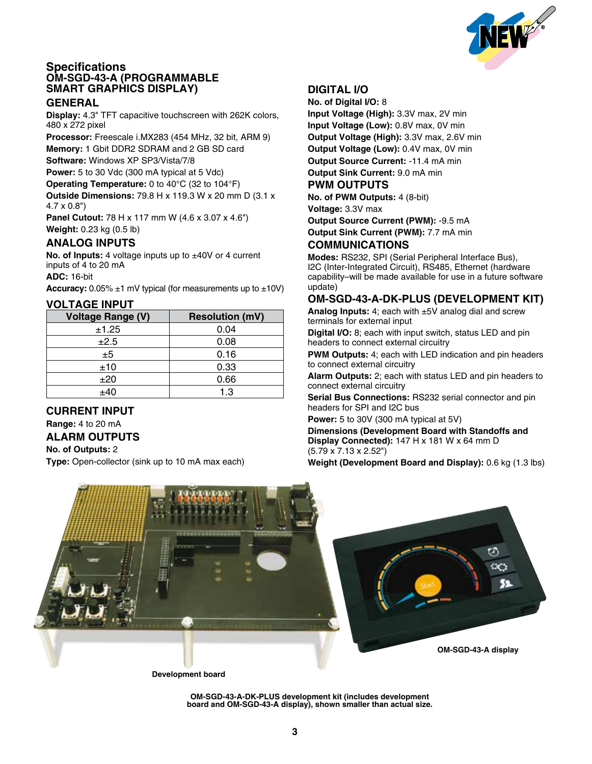# Specifications

## OM-SGD-43-A (PROGRAMMABLE SMART GRAPHICS DISPLAY)

### GENERAL

**Display:** 4.3" TFT capacitive touchscreen with 262K colors, 480 x 272 pixel

**Processor:** Freescale i.MX283 (454 MHz, 32 bit, ARM 9)

**Memory:** 1 Gbit DDR2 SDRAM and 2 GB SD card

**Software:** Windows XP SP3/Vista/7/8

**Power:** 5 to 30 Vdc (300 mA typical at 5 Vdc)

**Operating Temperature:** 0 to 40°C (32 to 104°F)

**Outside Dimensions:** 79.8 H x 119.3 W x 20 mm D (3.1 x 4.7 x 0.8")

**Panel Cutout:** 78 H x 117 mm W (4.6 x 3.07 x 4.6")

**Weight:** 0.23 kg (0.5 lb)

### ANALOG INPUTS

**No. of Inputs:** 4 voltage inputs up to ±40V or 4 current inputs of 4 to 20 mA

**ADC:** 16-bit

**Accuracy:** 0.05% ±1 mV typical (for measurements up to ±10V)

### VOLTAGE INPUT

| Voltage Range (V) | Resolution (mV) |
|---|---|
| ±1.25 | 0.04 |
| ±2.5 | 0.08 |
| ±5 | 0.16 |
| ±10 | 0.33 |
| ±20 | 0.66 |
| ±40 | 1.3 |

### CURRENT INPUT

**Range:** 4 to 20 mA

### ALARM OUTPUTS

**No. of Outputs:** 2

**Type:** Open-collector (sink up to 10 mA max each)

### DIGITAL I/O

**No. of Digital I/O:** 8

**Input Voltage (High):** 3.3V max, 2V min

**Input Voltage (Low):** 0.8V max, 0V min

**Output Voltage (High):** 3.3V max, 2.6V min

**Output Voltage (Low):** 0.4V max, 0V min

**Output Source Current:** -11.4 mA min

**Output Sink Current:** 9.0 mA min

### PWM OUTPUTS

**No. of PWM Outputs:** 4 (8-bit)

**Voltage:** 3.3V max

**Output Source Current (PWM):** -9.5 mA

**Output Sink Current (PWM):** 7.7 mA min

### COMMUNICATIONS

**Modes:** RS232, SPI (Serial Peripheral Interface Bus), I2C (Inter-Integrated Circuit), RS485, Ethernet (hardware capability–will be made available for use in a future software update)

### OM-SGD-43-A-DK-PLUS (DEVELOPMENT KIT)

**Analog Inputs:** 4; each with ±5V analog dial and screw terminals for external input

**Digital I/O:** 8; each with input switch, status LED and pin headers to connect external circuitry

**PWM Outputs:** 4; each with LED indication and pin headers to connect external circuitry

**Alarm Outputs:** 2; each with status LED and pin headers to connect external circuitry

**Serial Bus Connections:** RS232 serial connector and pin headers for SPI and I2C bus

**Power:** 5 to 30V (300 mA typical at 5V)

**Dimensions (Development Board with Standoffs and Display Connected):** 147 H x 181 W x 64 mm D (5.79 x 7.13 x 2.52")

**Weight (Development Board and Display):** 0.6 kg (1.3 lbs)

Development board

OM-SGD-43-A display

OM-SGD-43-A-DK-PLUS development kit (includes development board and OM-SGD-43-A display), shown smaller than actual size.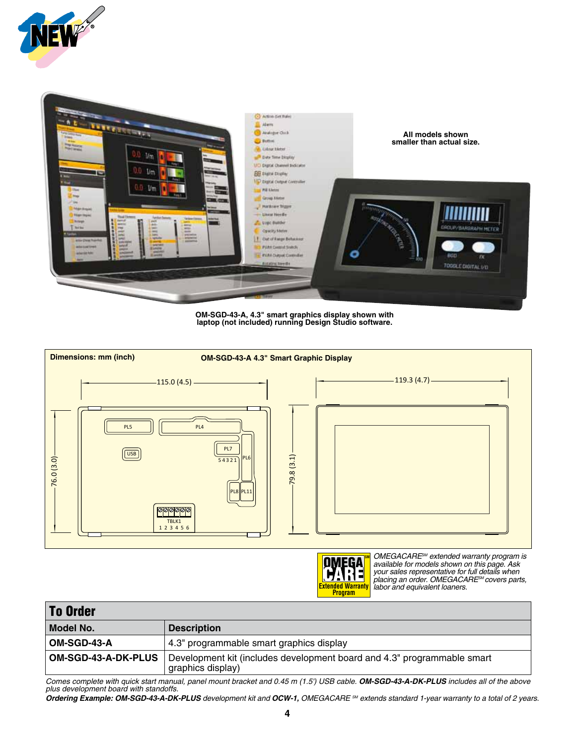All models shown smaller than actual size.

OM-SGD-43-A, 4.3" smart graphics display shown with laptop (not included) running Design Studio software.

**Dimensions: mm (inch)**

**OM-SGD-43-A 4.3" Smart Graphic Display**

115.0 (4.5)

119.3 (4.7)

76.0 (3.0)

79.8 (3.1)

PL5
PL4
USB
PL7
5 4 3 2 1
PL6
PL8
PL11
TBLK1
1 2 3 4 5 6

OMEGA CARE Extended Warranty Program

*OMEGACARE[SM] extended warranty program is available for models shown on this page. Ask your sales representative for full details when placing an order. OMEGACARE[SM] covers parts, labor and equivalent loaners.*

## To Order

| Model No. | Description |
|---|---|
| **OM-SGD-43-A** | 4.3" programmable smart graphics display |
| **OM-SGD-43-A-DK-PLUS** | Development kit (includes development board and 4.3" programmable smart graphics display) |

*Comes complete with quick start manual, panel mount bracket and 0.45 m (1.5') USB cable.* ***OM-SGD-43-A-DK-PLUS*** *includes all of the above plus development board with standoffs.*

***Ordering Example: OM-SGD-43-A-DK-PLUS*** *development kit and* ***OCW-1,*** *OMEGACARE* [SM] *extends standard 1-year warranty to a total of 2 years.*